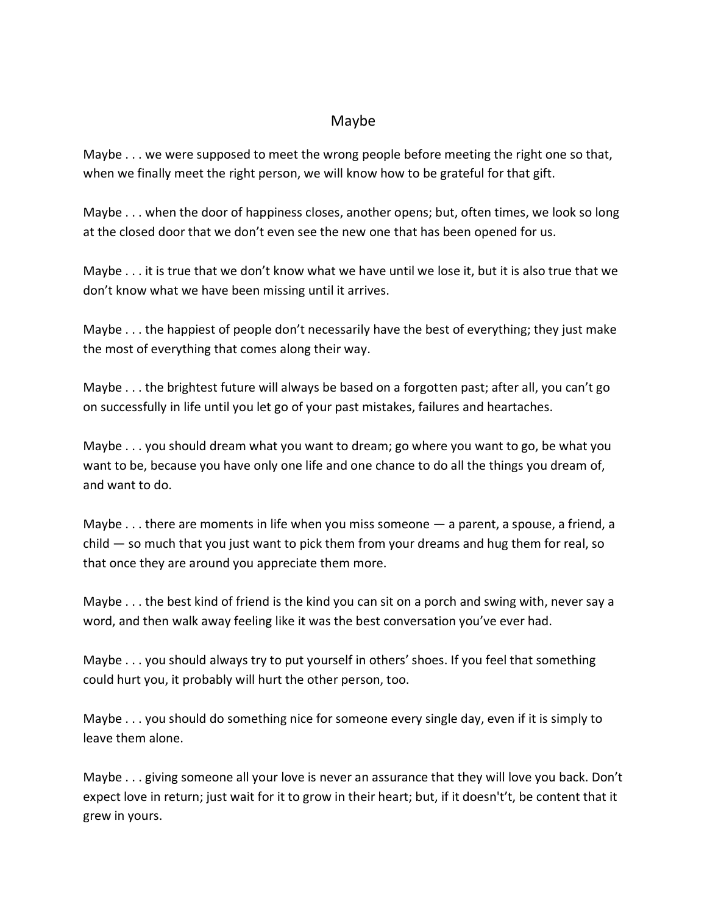# Maybe

Maybe . . . we were supposed to meet the wrong people before meeting the right one so that, when we finally meet the right person, we will know how to be grateful for that gift.

Maybe . . . when the door of happiness closes, another opens; but, often times, we look so long at the closed door that we don't even see the new one that has been opened for us.

Maybe . . . it is true that we don't know what we have until we lose it, but it is also true that we don't know what we have been missing until it arrives.

Maybe . . . the happiest of people don't necessarily have the best of everything; they just make the most of everything that comes along their way.

Maybe . . . the brightest future will always be based on a forgotten past; after all, you can't go on successfully in life until you let go of your past mistakes, failures and heartaches.

Maybe . . . you should dream what you want to dream; go where you want to go, be what you want to be, because you have only one life and one chance to do all the things you dream of, and want to do.

Maybe . . . there are moments in life when you miss someone — a parent, a spouse, a friend, a child — so much that you just want to pick them from your dreams and hug them for real, so that once they are around you appreciate them more.

Maybe . . . the best kind of friend is the kind you can sit on a porch and swing with, never say a word, and then walk away feeling like it was the best conversation you've ever had.

Maybe . . . you should always try to put yourself in others' shoes. If you feel that something could hurt you, it probably will hurt the other person, too.

Maybe . . . you should do something nice for someone every single day, even if it is simply to leave them alone.

Maybe . . . giving someone all your love is never an assurance that they will love you back. Don't expect love in return; just wait for it to grow in their heart; but, if it doesn't't, be content that it grew in yours.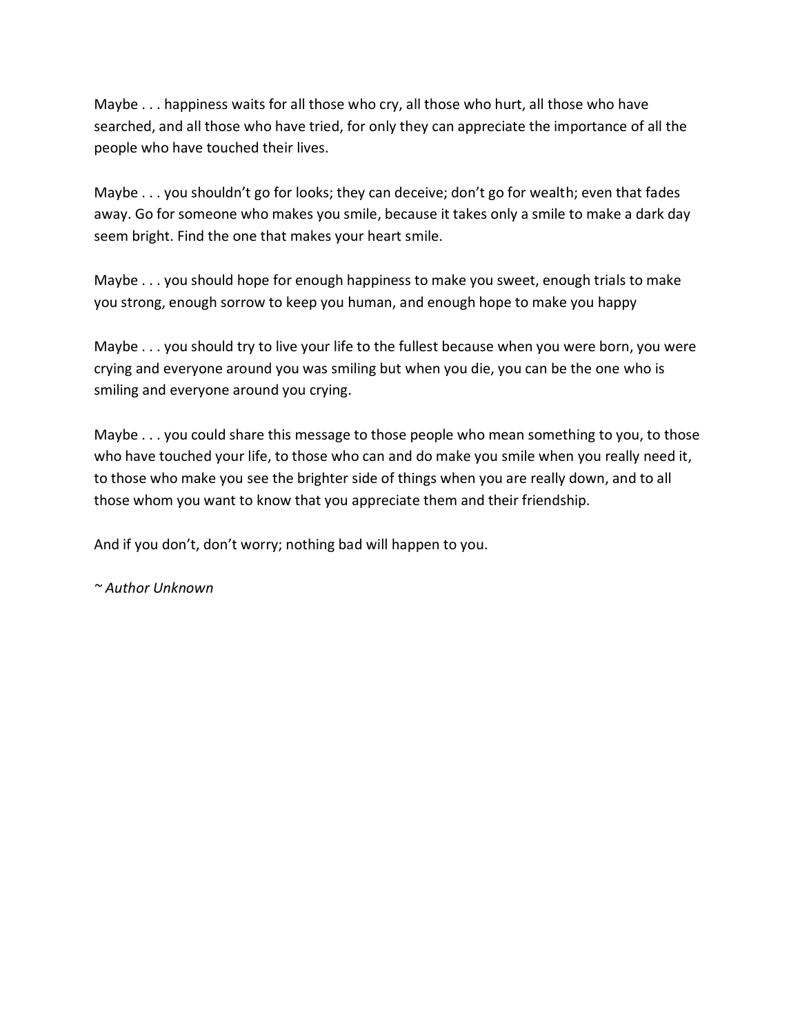Maybe . . . happiness waits for all those who cry, all those who hurt, all those who have searched, and all those who have tried, for only they can appreciate the importance of all the people who have touched their lives.

Maybe . . . you shouldn't go for looks; they can deceive; don't go for wealth; even that fades away. Go for someone who makes you smile, because it takes only a smile to make a dark day seem bright. Find the one that makes your heart smile.

Maybe . . . you should hope for enough happiness to make you sweet, enough trials to make you strong, enough sorrow to keep you human, and enough hope to make you happy

Maybe . . . you should try to live your life to the fullest because when you were born, you were crying and everyone around you was smiling but when you die, you can be the one who is smiling and everyone around you crying.

Maybe . . . you could share this message to those people who mean something to you, to those who have touched your life, to those who can and do make you smile when you really need it, to those who make you see the brighter side of things when you are really down, and to all those whom you want to know that you appreciate them and their friendship.

And if you don't, don't worry; nothing bad will happen to you.

*~ Author Unknown*